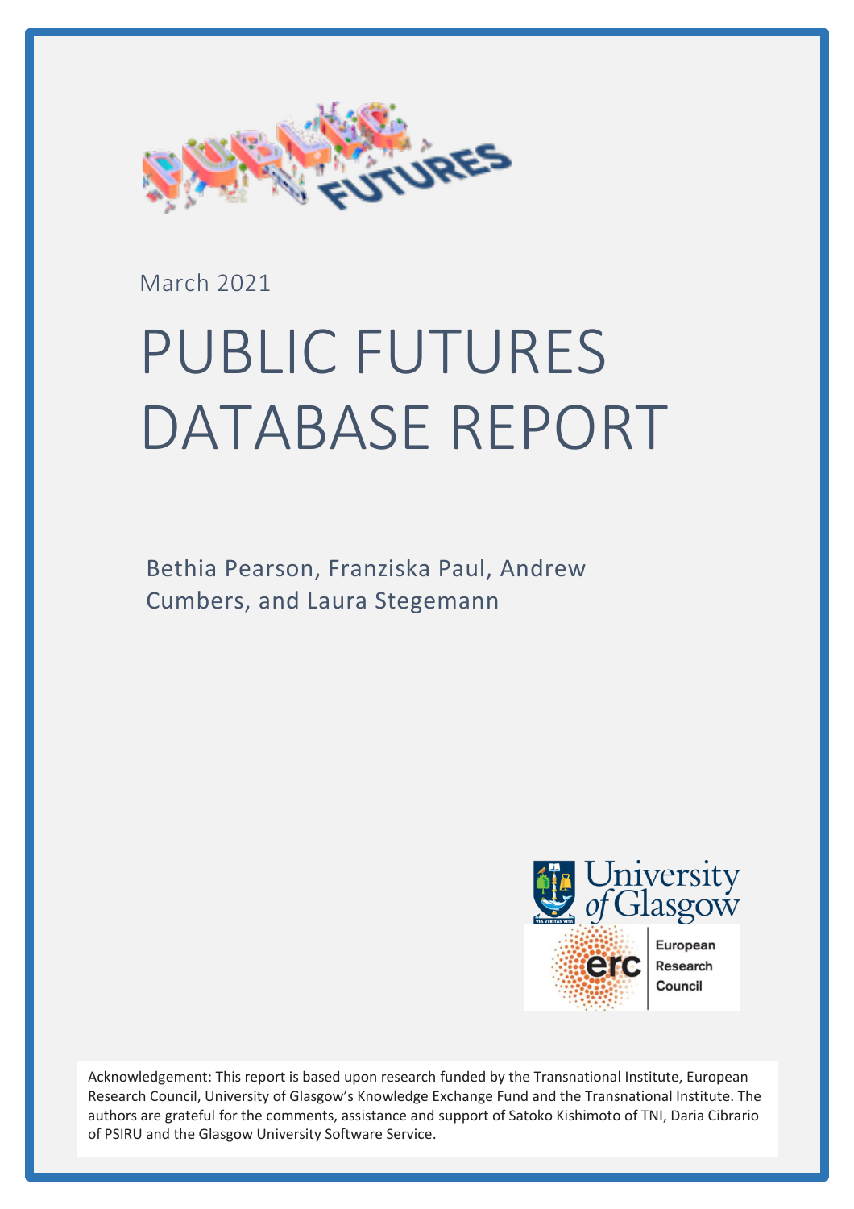March 2021

# PUBLIC FUTURES DATABASE REPORT

Bethia Pearson, Franziska Paul, Andrew Cumbers, and Laura Stegemann

Acknowledgement: This report is based upon research funded by the Transnational Institute, European Research Council, University of Glasgow's Knowledge Exchange Fund and the Transnational Institute. The authors are grateful for the comments, assistance and support of Satoko Kishimoto of TNI, Daria Cibrario of PSIRU and the Glasgow University Software Service.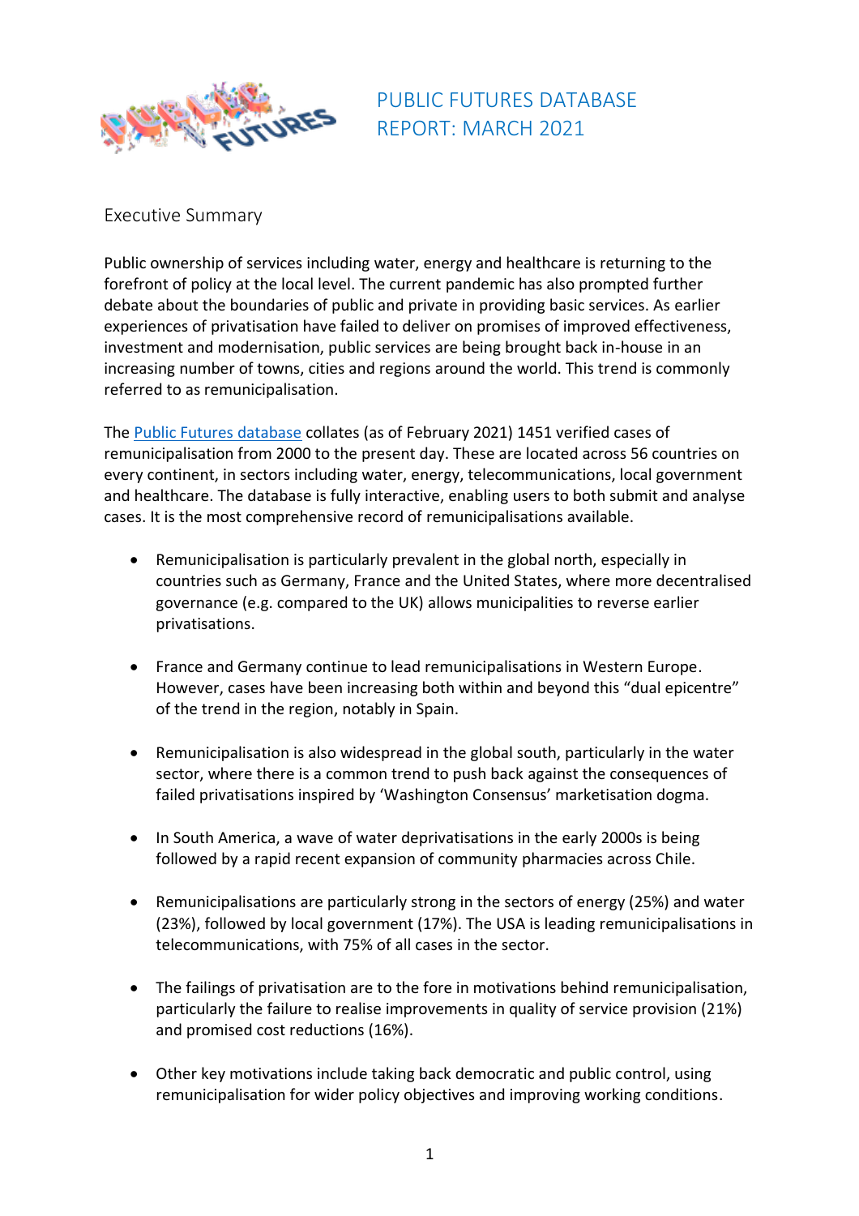# PUBLIC FUTURES DATABASE REPORT: MARCH 2021

## Executive Summary

Public ownership of services including water, energy and healthcare is returning to the forefront of policy at the local level. The current pandemic has also prompted further debate about the boundaries of public and private in providing basic services. As earlier experiences of privatisation have failed to deliver on promises of improved effectiveness, investment and modernisation, public services are being brought back in-house in an increasing number of towns, cities and regions around the world. This trend is commonly referred to as remunicipalisation.

The Public Futures database collates (as of February 2021) 1451 verified cases of remunicipalisation from 2000 to the present day. These are located across 56 countries on every continent, in sectors including water, energy, telecommunications, local government and healthcare. The database is fully interactive, enabling users to both submit and analyse cases. It is the most comprehensive record of remunicipalisations available.

- Remunicipalisation is particularly prevalent in the global north, especially in countries such as Germany, France and the United States, where more decentralised governance (e.g. compared to the UK) allows municipalities to reverse earlier privatisations.
- France and Germany continue to lead remunicipalisations in Western Europe. However, cases have been increasing both within and beyond this "dual epicentre" of the trend in the region, notably in Spain.
- Remunicipalisation is also widespread in the global south, particularly in the water sector, where there is a common trend to push back against the consequences of failed privatisations inspired by 'Washington Consensus' marketisation dogma.
- In South America, a wave of water deprivatisations in the early 2000s is being followed by a rapid recent expansion of community pharmacies across Chile.
- Remunicipalisations are particularly strong in the sectors of energy (25%) and water (23%), followed by local government (17%). The USA is leading remunicipalisations in telecommunications, with 75% of all cases in the sector.
- The failings of privatisation are to the fore in motivations behind remunicipalisation, particularly the failure to realise improvements in quality of service provision (21%) and promised cost reductions (16%).
- Other key motivations include taking back democratic and public control, using remunicipalisation for wider policy objectives and improving working conditions.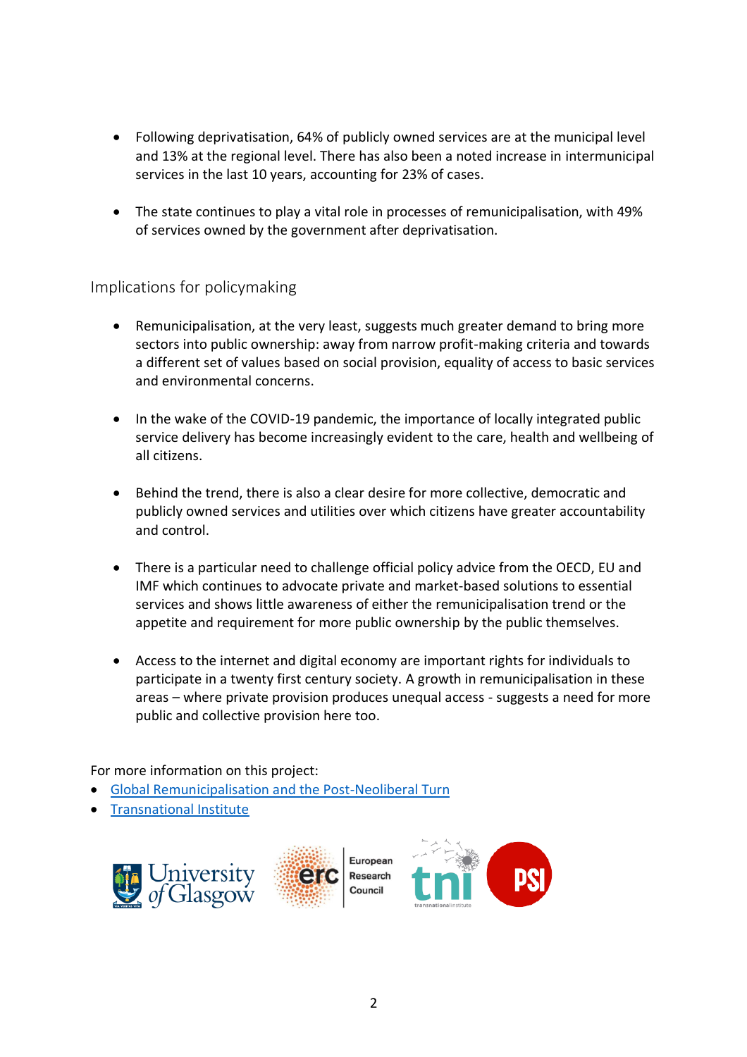- Following deprivatisation, 64% of publicly owned services are at the municipal level and 13% at the regional level. There has also been a noted increase in intermunicipal services in the last 10 years, accounting for 23% of cases.

- The state continues to play a vital role in processes of remunicipalisation, with 49% of services owned by the government after deprivatisation.

## Implications for policymaking

- Remunicipalisation, at the very least, suggests much greater demand to bring more sectors into public ownership: away from narrow profit-making criteria and towards a different set of values based on social provision, equality of access to basic services and environmental concerns.

- In the wake of the COVID-19 pandemic, the importance of locally integrated public service delivery has become increasingly evident to the care, health and wellbeing of all citizens.

- Behind the trend, there is also a clear desire for more collective, democratic and publicly owned services and utilities over which citizens have greater accountability and control.

- There is a particular need to challenge official policy advice from the OECD, EU and IMF which continues to advocate private and market-based solutions to essential services and shows little awareness of either the remunicipalisation trend or the appetite and requirement for more public ownership by the public themselves.

- Access to the internet and digital economy are important rights for individuals to participate in a twenty first century society. A growth in remunicipalisation in these areas – where private provision produces unequal access - suggests a need for more public and collective provision here too.

For more information on this project:

- Global Remunicipalisation and the Post-Neoliberal Turn
- Transnational Institute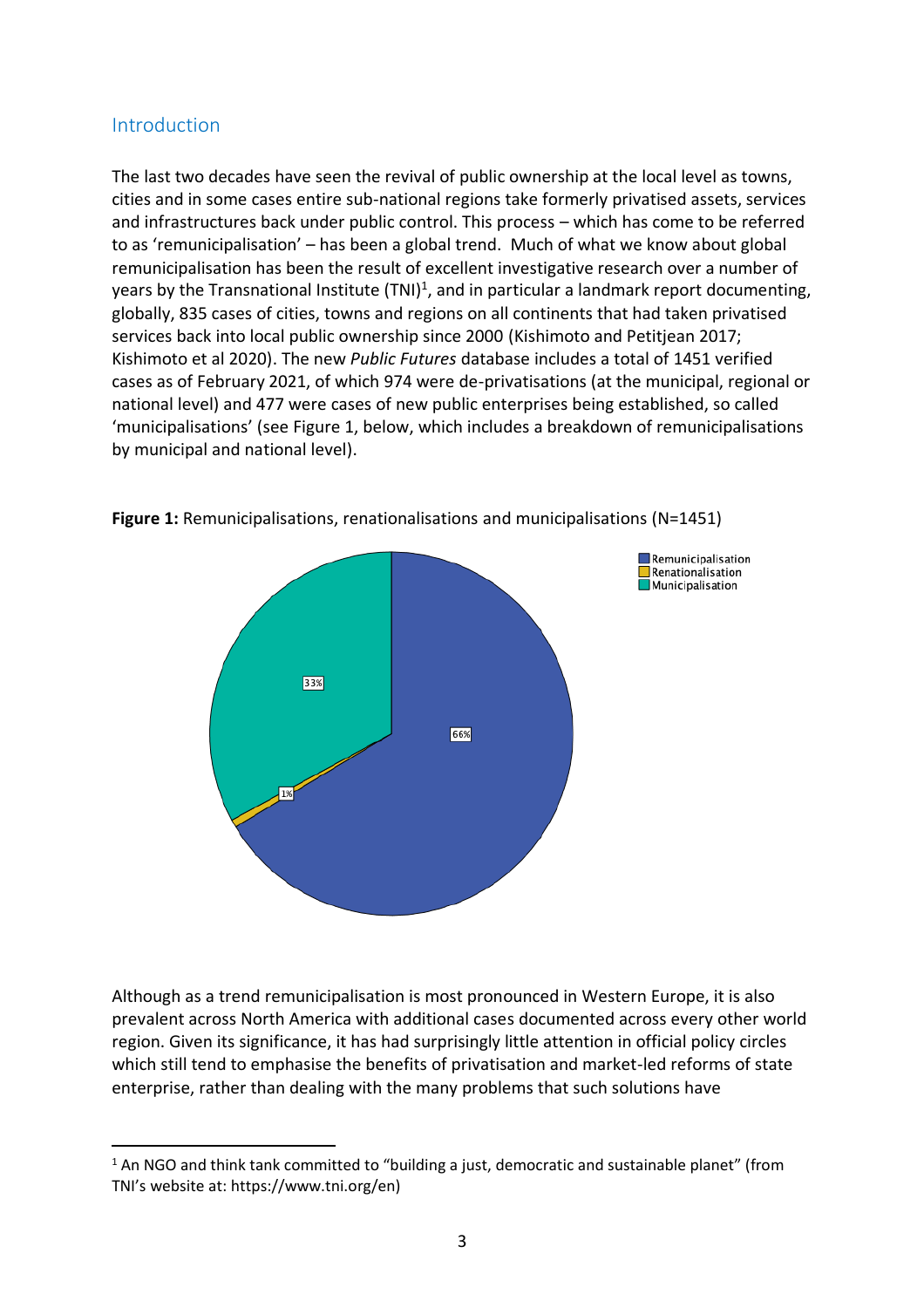## Introduction

The last two decades have seen the revival of public ownership at the local level as towns, cities and in some cases entire sub-national regions take formerly privatised assets, services and infrastructures back under public control. This process – which has come to be referred to as 'remunicipalisation' – has been a global trend. Much of what we know about global remunicipalisation has been the result of excellent investigative research over a number of years by the Transnational Institute (TNI)[1], and in particular a landmark report documenting, globally, 835 cases of cities, towns and regions on all continents that had taken privatised services back into local public ownership since 2000 (Kishimoto and Petitjean 2017; Kishimoto et al 2020). The new *Public Futures* database includes a total of 1451 verified cases as of February 2021, of which 974 were de-privatisations (at the municipal, regional or national level) and 477 were cases of new public enterprises being established, so called 'municipalisations' (see Figure 1, below, which includes a breakdown of remunicipalisations by municipal and national level).

**Figure 1:** Remunicipalisations, renationalisations and municipalisations (N=1451)

Remunicipalisation 66%
Renationalisation 1%
Municipalisation 33%

Although as a trend remunicipalisation is most pronounced in Western Europe, it is also prevalent across North America with additional cases documented across every other world region. Given its significance, it has had surprisingly little attention in official policy circles which still tend to emphasise the benefits of privatisation and market-led reforms of state enterprise, rather than dealing with the many problems that such solutions have

[1] An NGO and think tank committed to "building a just, democratic and sustainable planet" (from TNI's website at: https://www.tni.org/en)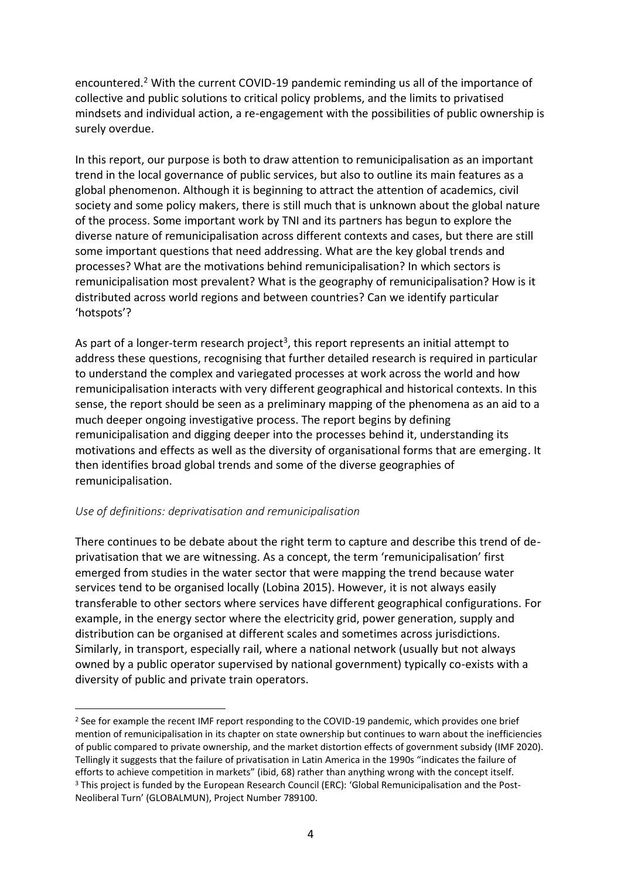encountered.[2] With the current COVID-19 pandemic reminding us all of the importance of collective and public solutions to critical policy problems, and the limits to privatised mindsets and individual action, a re-engagement with the possibilities of public ownership is surely overdue.

In this report, our purpose is both to draw attention to remunicipalisation as an important trend in the local governance of public services, but also to outline its main features as a global phenomenon. Although it is beginning to attract the attention of academics, civil society and some policy makers, there is still much that is unknown about the global nature of the process. Some important work by TNI and its partners has begun to explore the diverse nature of remunicipalisation across different contexts and cases, but there are still some important questions that need addressing. What are the key global trends and processes? What are the motivations behind remunicipalisation? In which sectors is remunicipalisation most prevalent? What is the geography of remunicipalisation? How is it distributed across world regions and between countries? Can we identify particular 'hotspots'?

As part of a longer-term research project[3], this report represents an initial attempt to address these questions, recognising that further detailed research is required in particular to understand the complex and variegated processes at work across the world and how remunicipalisation interacts with very different geographical and historical contexts. In this sense, the report should be seen as a preliminary mapping of the phenomena as an aid to a much deeper ongoing investigative process. The report begins by defining remunicipalisation and digging deeper into the processes behind it, understanding its motivations and effects as well as the diversity of organisational forms that are emerging. It then identifies broad global trends and some of the diverse geographies of remunicipalisation.

*Use of definitions: deprivatisation and remunicipalisation*

There continues to be debate about the right term to capture and describe this trend of de-privatisation that we are witnessing. As a concept, the term 'remunicipalisation' first emerged from studies in the water sector that were mapping the trend because water services tend to be organised locally (Lobina 2015). However, it is not always easily transferable to other sectors where services have different geographical configurations. For example, in the energy sector where the electricity grid, power generation, supply and distribution can be organised at different scales and sometimes across jurisdictions. Similarly, in transport, especially rail, where a national network (usually but not always owned by a public operator supervised by national government) typically co-exists with a diversity of public and private train operators.

---

[2] See for example the recent IMF report responding to the COVID-19 pandemic, which provides one brief mention of remunicipalisation in its chapter on state ownership but continues to warn about the inefficiencies of public compared to private ownership, and the market distortion effects of government subsidy (IMF 2020). Tellingly it suggests that the failure of privatisation in Latin America in the 1990s "indicates the failure of efforts to achieve competition in markets" (ibid, 68) rather than anything wrong with the concept itself.

[3] This project is funded by the European Research Council (ERC): 'Global Remunicipalisation and the Post-Neoliberal Turn' (GLOBALMUN), Project Number 789100.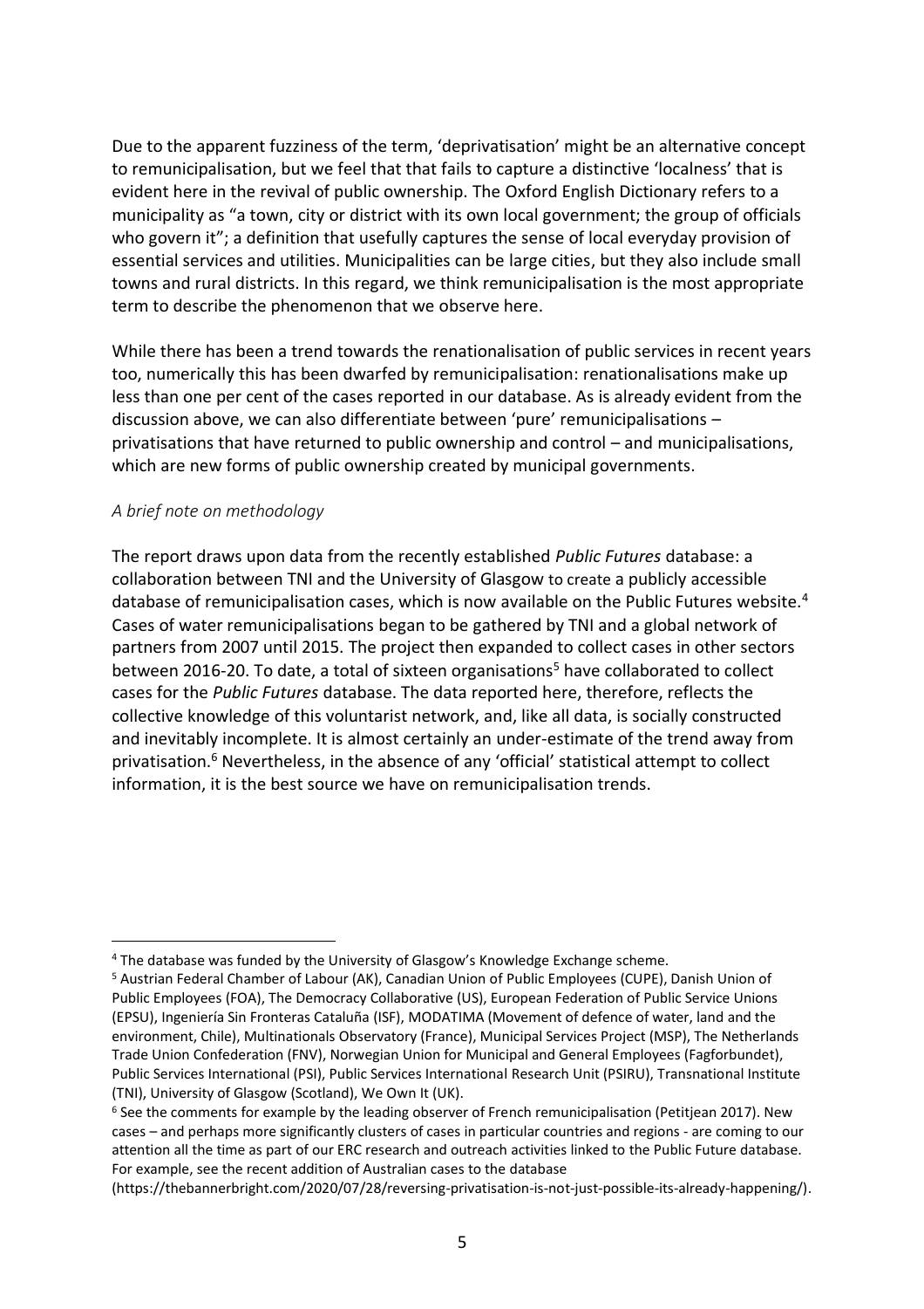Due to the apparent fuzziness of the term, 'deprivatisation' might be an alternative concept to remunicipalisation, but we feel that that fails to capture a distinctive 'localness' that is evident here in the revival of public ownership. The Oxford English Dictionary refers to a municipality as "a town, city or district with its own local government; the group of officials who govern it"; a definition that usefully captures the sense of local everyday provision of essential services and utilities. Municipalities can be large cities, but they also include small towns and rural districts. In this regard, we think remunicipalisation is the most appropriate term to describe the phenomenon that we observe here.

While there has been a trend towards the renationalisation of public services in recent years too, numerically this has been dwarfed by remunicipalisation: renationalisations make up less than one per cent of the cases reported in our database. As is already evident from the discussion above, we can also differentiate between 'pure' remunicipalisations – privatisations that have returned to public ownership and control – and municipalisations, which are new forms of public ownership created by municipal governments.

*A brief note on methodology*

The report draws upon data from the recently established *Public Futures* database: a collaboration between TNI and the University of Glasgow to create a publicly accessible database of remunicipalisation cases, which is now available on the Public Futures website.[4] Cases of water remunicipalisations began to be gathered by TNI and a global network of partners from 2007 until 2015. The project then expanded to collect cases in other sectors between 2016-20. To date, a total of sixteen organisations[5] have collaborated to collect cases for the *Public Futures* database. The data reported here, therefore, reflects the collective knowledge of this voluntarist network, and, like all data, is socially constructed and inevitably incomplete. It is almost certainly an under-estimate of the trend away from privatisation.[6] Nevertheless, in the absence of any 'official' statistical attempt to collect information, it is the best source we have on remunicipalisation trends.

---

[4] The database was funded by the University of Glasgow's Knowledge Exchange scheme.

[5] Austrian Federal Chamber of Labour (AK), Canadian Union of Public Employees (CUPE), Danish Union of Public Employees (FOA), The Democracy Collaborative (US), European Federation of Public Service Unions (EPSU), Ingeniería Sin Fronteras Cataluña (ISF), MODATIMA (Movement of defence of water, land and the environment, Chile), Multinationals Observatory (France), Municipal Services Project (MSP), The Netherlands Trade Union Confederation (FNV), Norwegian Union for Municipal and General Employees (Fagforbundet), Public Services International (PSI), Public Services International Research Unit (PSIRU), Transnational Institute (TNI), University of Glasgow (Scotland), We Own It (UK).

[6] See the comments for example by the leading observer of French remunicipalisation (Petitjean 2017). New cases – and perhaps more significantly clusters of cases in particular countries and regions - are coming to our attention all the time as part of our ERC research and outreach activities linked to the Public Future database. For example, see the recent addition of Australian cases to the database (https://thebannerbright.com/2020/07/28/reversing-privatisation-is-not-just-possible-its-already-happening/).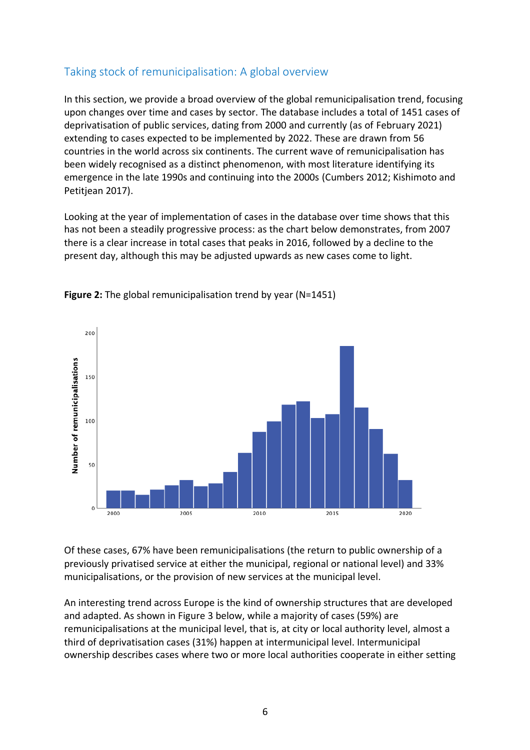## Taking stock of remunicipalisation: A global overview

In this section, we provide a broad overview of the global remunicipalisation trend, focusing upon changes over time and cases by sector. The database includes a total of 1451 cases of deprivatisation of public services, dating from 2000 and currently (as of February 2021) extending to cases expected to be implemented by 2022. These are drawn from 56 countries in the world across six continents. The current wave of remunicipalisation has been widely recognised as a distinct phenomenon, with most literature identifying its emergence in the late 1990s and continuing into the 2000s (Cumbers 2012; Kishimoto and Petitjean 2017).

Looking at the year of implementation of cases in the database over time shows that this has not been a steadily progressive process: as the chart below demonstrates, from 2007 there is a clear increase in total cases that peaks in 2016, followed by a decline to the present day, although this may be adjusted upwards as new cases come to light.

**Figure 2:** The global remunicipalisation trend by year (N=1451)

Of these cases, 67% have been remunicipalisations (the return to public ownership of a previously privatised service at either the municipal, regional or national level) and 33% municipalisations, or the provision of new services at the municipal level.

An interesting trend across Europe is the kind of ownership structures that are developed and adapted. As shown in Figure 3 below, while a majority of cases (59%) are remunicipalisations at the municipal level, that is, at city or local authority level, almost a third of deprivatisation cases (31%) happen at intermunicipal level. Intermunicipal ownership describes cases where two or more local authorities cooperate in either setting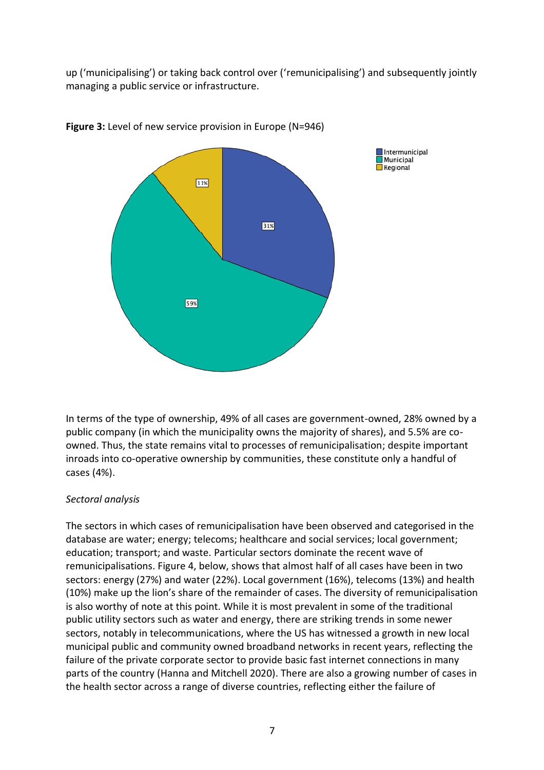up ('municipalising') or taking back control over ('remunicipalising') and subsequently jointly managing a public service or infrastructure.

**Figure 3:** Level of new service provision in Europe (N=946)

In terms of the type of ownership, 49% of all cases are government-owned, 28% owned by a public company (in which the municipality owns the majority of shares), and 5.5% are co-owned. Thus, the state remains vital to processes of remunicipalisation; despite important inroads into co-operative ownership by communities, these constitute only a handful of cases (4%).

*Sectoral analysis*

The sectors in which cases of remunicipalisation have been observed and categorised in the database are water; energy; telecoms; healthcare and social services; local government; education; transport; and waste. Particular sectors dominate the recent wave of remunicipalisations. Figure 4, below, shows that almost half of all cases have been in two sectors: energy (27%) and water (22%). Local government (16%), telecoms (13%) and health (10%) make up the lion's share of the remainder of cases. The diversity of remunicipalisation is also worthy of note at this point. While it is most prevalent in some of the traditional public utility sectors such as water and energy, there are striking trends in some newer sectors, notably in telecommunications, where the US has witnessed a growth in new local municipal public and community owned broadband networks in recent years, reflecting the failure of the private corporate sector to provide basic fast internet connections in many parts of the country (Hanna and Mitchell 2020). There are also a growing number of cases in the health sector across a range of diverse countries, reflecting either the failure of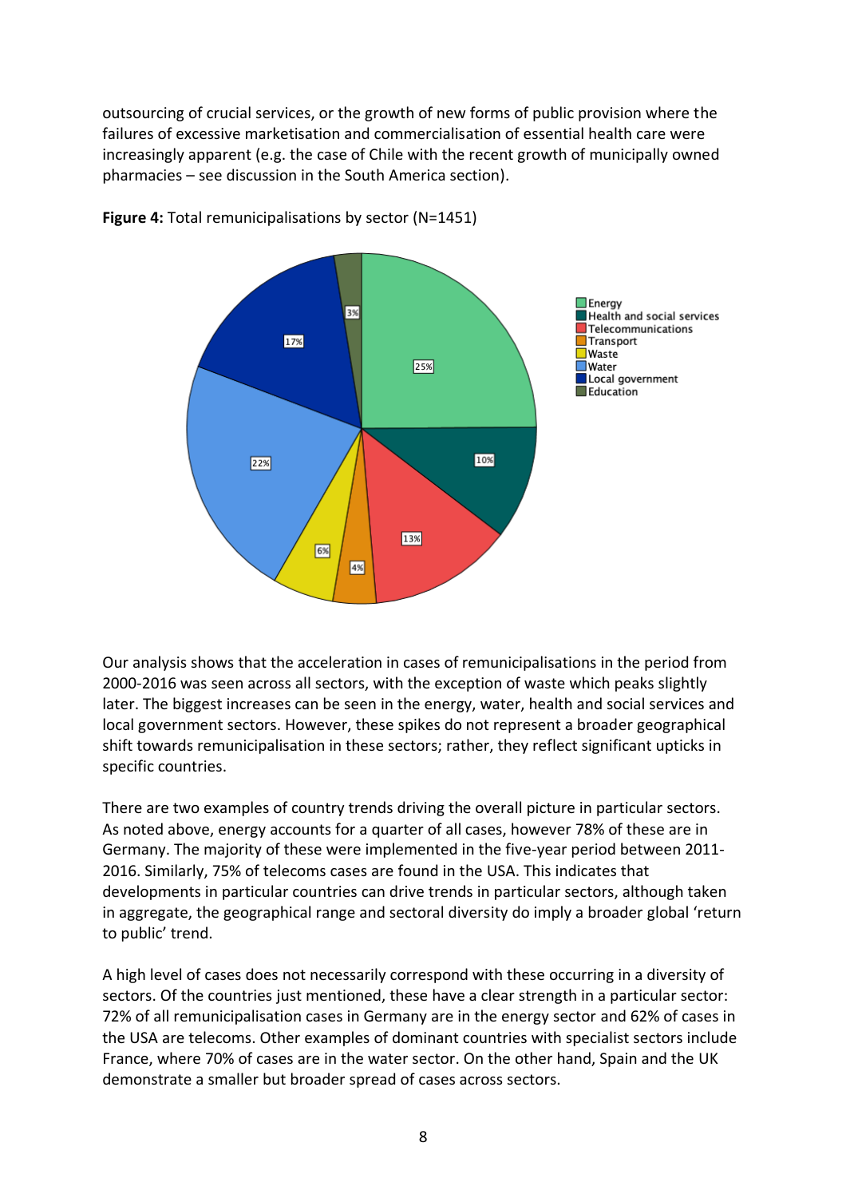outsourcing of crucial services, or the growth of new forms of public provision where the failures of excessive marketisation and commercialisation of essential health care were increasingly apparent (e.g. the case of Chile with the recent growth of municipally owned pharmacies – see discussion in the South America section).

**Figure 4:** Total remunicipalisations by sector (N=1451)

Our analysis shows that the acceleration in cases of remunicipalisations in the period from 2000-2016 was seen across all sectors, with the exception of waste which peaks slightly later. The biggest increases can be seen in the energy, water, health and social services and local government sectors. However, these spikes do not represent a broader geographical shift towards remunicipalisation in these sectors; rather, they reflect significant upticks in specific countries.

There are two examples of country trends driving the overall picture in particular sectors. As noted above, energy accounts for a quarter of all cases, however 78% of these are in Germany. The majority of these were implemented in the five-year period between 2011-2016. Similarly, 75% of telecoms cases are found in the USA. This indicates that developments in particular countries can drive trends in particular sectors, although taken in aggregate, the geographical range and sectoral diversity do imply a broader global 'return to public' trend.

A high level of cases does not necessarily correspond with these occurring in a diversity of sectors. Of the countries just mentioned, these have a clear strength in a particular sector: 72% of all remunicipalisation cases in Germany are in the energy sector and 62% of cases in the USA are telecoms. Other examples of dominant countries with specialist sectors include France, where 70% of cases are in the water sector. On the other hand, Spain and the UK demonstrate a smaller but broader spread of cases across sectors.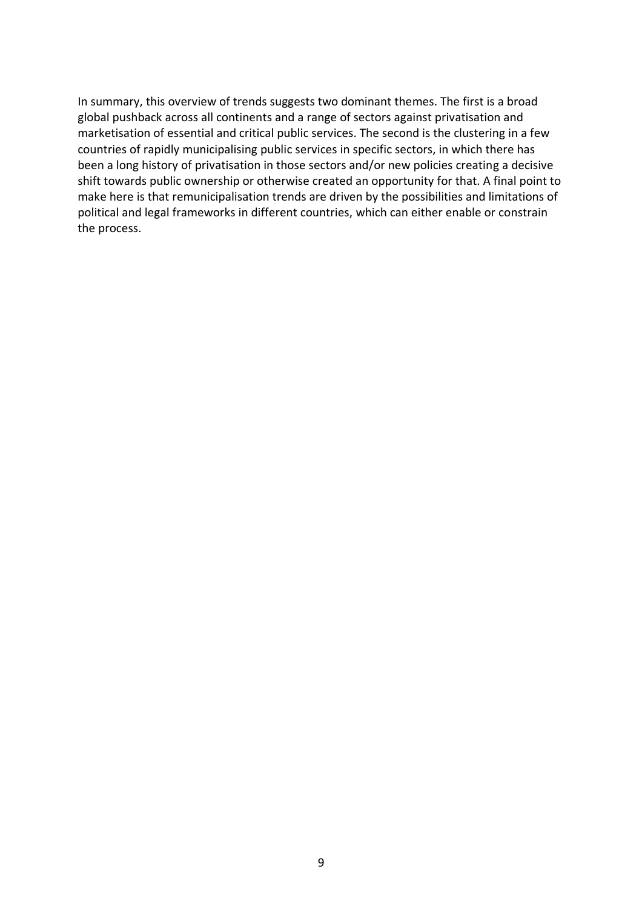In summary, this overview of trends suggests two dominant themes. The first is a broad global pushback across all continents and a range of sectors against privatisation and marketisation of essential and critical public services. The second is the clustering in a few countries of rapidly municipalising public services in specific sectors, in which there has been a long history of privatisation in those sectors and/or new policies creating a decisive shift towards public ownership or otherwise created an opportunity for that. A final point to make here is that remunicipalisation trends are driven by the possibilities and limitations of political and legal frameworks in different countries, which can either enable or constrain the process.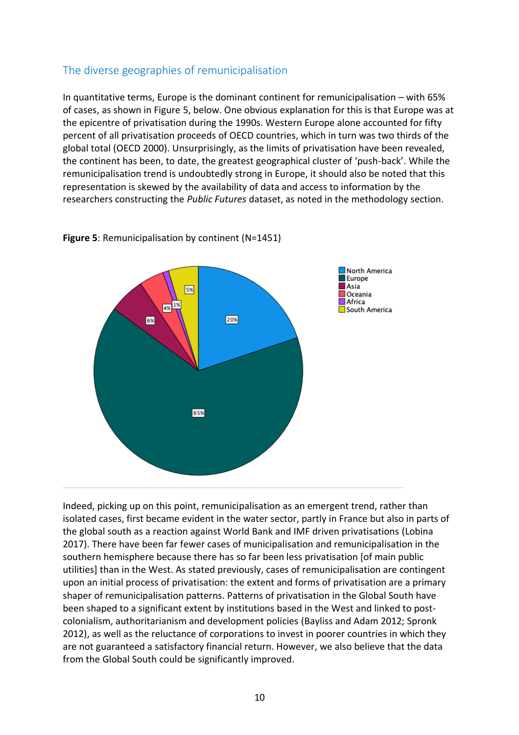## The diverse geographies of remunicipalisation

In quantitative terms, Europe is the dominant continent for remunicipalisation – with 65% of cases, as shown in Figure 5, below. One obvious explanation for this is that Europe was at the epicentre of privatisation during the 1990s. Western Europe alone accounted for fifty percent of all privatisation proceeds of OECD countries, which in turn was two thirds of the global total (OECD 2000). Unsurprisingly, as the limits of privatisation have been revealed, the continent has been, to date, the greatest geographical cluster of 'push-back'. While the remunicipalisation trend is undoubtedly strong in Europe, it should also be noted that this representation is skewed by the availability of data and access to information by the researchers constructing the *Public Futures* dataset, as noted in the methodology section.

**Figure 5**: Remunicipalisation by continent (N=1451)

| Continent | Share |
|---|---|
| North America | 20% |
| Europe | 65% |
| Asia | 6% |
| Oceania | 4% |
| Africa | 1% |
| South America | 5% |

Indeed, picking up on this point, remunicipalisation as an emergent trend, rather than isolated cases, first became evident in the water sector, partly in France but also in parts of the global south as a reaction against World Bank and IMF driven privatisations (Lobina 2017). There have been far fewer cases of municipalisation and remunicipalisation in the southern hemisphere because there has so far been less privatisation [of main public utilities] than in the West. As stated previously, cases of remunicipalisation are contingent upon an initial process of privatisation: the extent and forms of privatisation are a primary shaper of remunicipalisation patterns. Patterns of privatisation in the Global South have been shaped to a significant extent by institutions based in the West and linked to post-colonialism, authoritarianism and development policies (Bayliss and Adam 2012; Spronk 2012), as well as the reluctance of corporations to invest in poorer countries in which they are not guaranteed a satisfactory financial return. However, we also believe that the data from the Global South could be significantly improved.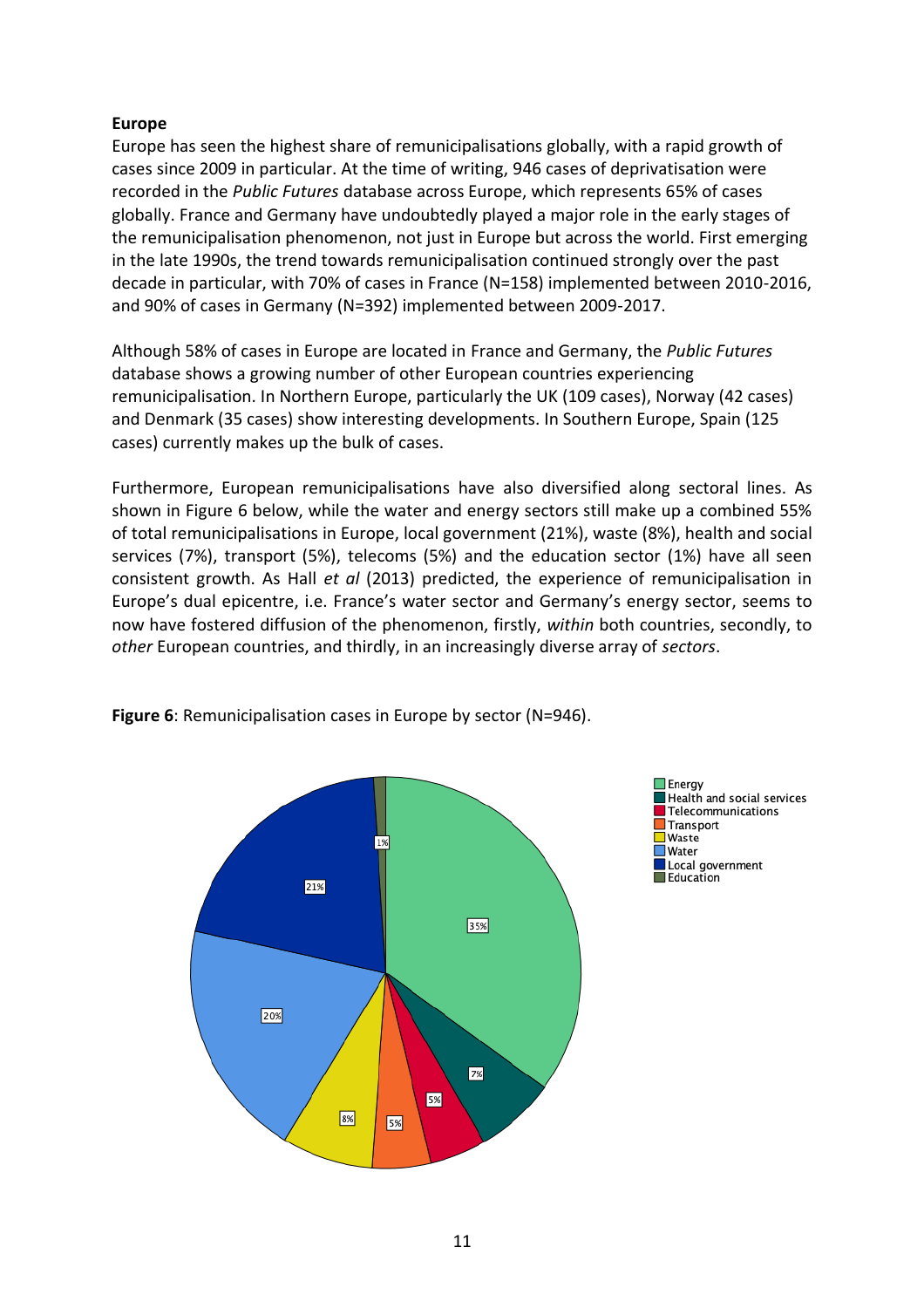**Europe**

Europe has seen the highest share of remunicipalisations globally, with a rapid growth of cases since 2009 in particular. At the time of writing, 946 cases of deprivatisation were recorded in the *Public Futures* database across Europe, which represents 65% of cases globally. France and Germany have undoubtedly played a major role in the early stages of the remunicipalisation phenomenon, not just in Europe but across the world. First emerging in the late 1990s, the trend towards remunicipalisation continued strongly over the past decade in particular, with 70% of cases in France (N=158) implemented between 2010-2016, and 90% of cases in Germany (N=392) implemented between 2009-2017.

Although 58% of cases in Europe are located in France and Germany, the *Public Futures* database shows a growing number of other European countries experiencing remunicipalisation. In Northern Europe, particularly the UK (109 cases), Norway (42 cases) and Denmark (35 cases) show interesting developments. In Southern Europe, Spain (125 cases) currently makes up the bulk of cases.

Furthermore, European remunicipalisations have also diversified along sectoral lines. As shown in Figure 6 below, while the water and energy sectors still make up a combined 55% of total remunicipalisations in Europe, local government (21%), waste (8%), health and social services (7%), transport (5%), telecoms (5%) and the education sector (1%) have all seen consistent growth. As Hall *et al* (2013) predicted, the experience of remunicipalisation in Europe's dual epicentre, i.e. France's water sector and Germany's energy sector, seems to now have fostered diffusion of the phenomenon, firstly, *within* both countries, secondly, to *other* European countries, and thirdly, in an increasingly diverse array of *sectors*.

**Figure 6**: Remunicipalisation cases in Europe by sector (N=946).

| Sector | Share |
|---|---|
| Energy | 35% |
| Health and social services | 7% |
| Telecommunications | 5% |
| Transport | 5% |
| Waste | 8% |
| Water | 20% |
| Local government | 21% |
| Education | 1% |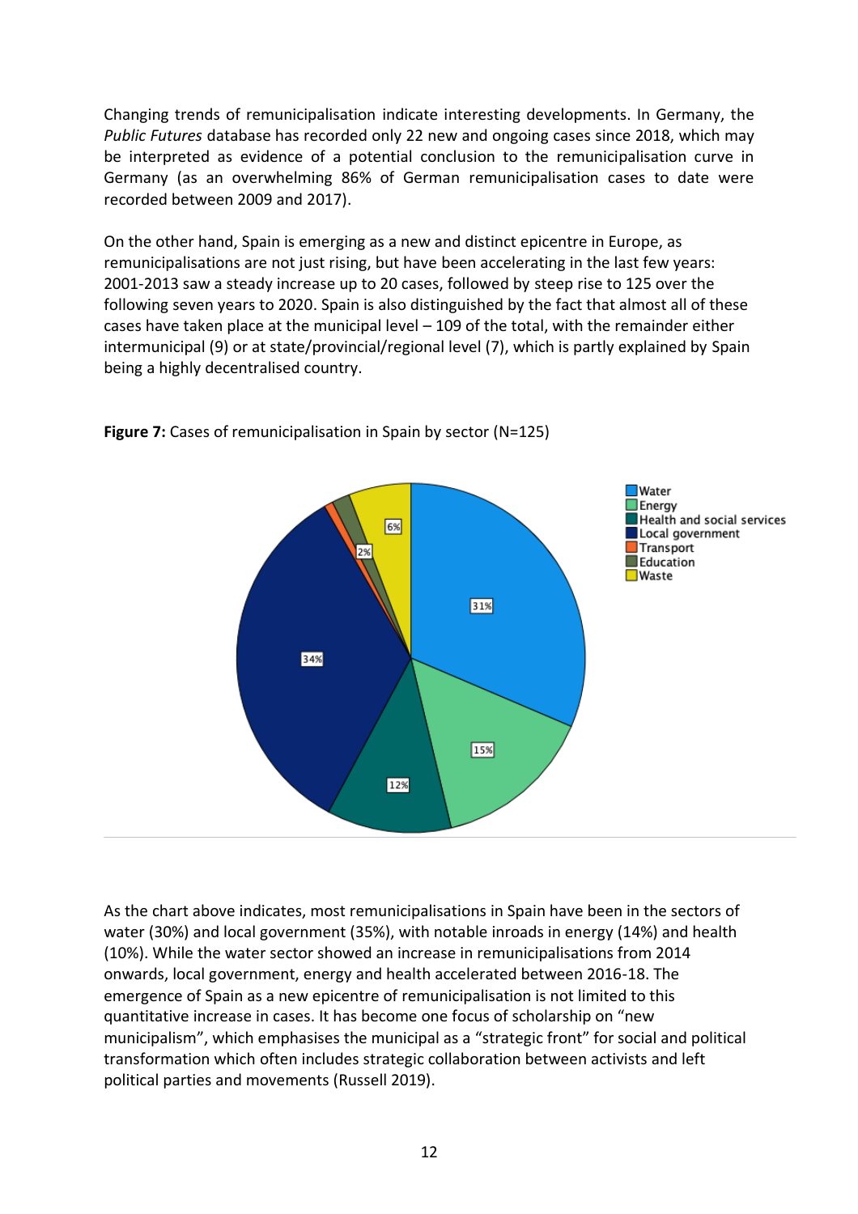Changing trends of remunicipalisation indicate interesting developments. In Germany, the *Public Futures* database has recorded only 22 new and ongoing cases since 2018, which may be interpreted as evidence of a potential conclusion to the remunicipalisation curve in Germany (as an overwhelming 86% of German remunicipalisation cases to date were recorded between 2009 and 2017).

On the other hand, Spain is emerging as a new and distinct epicentre in Europe, as remunicipalisations are not just rising, but have been accelerating in the last few years: 2001-2013 saw a steady increase up to 20 cases, followed by steep rise to 125 over the following seven years to 2020. Spain is also distinguished by the fact that almost all of these cases have taken place at the municipal level – 109 of the total, with the remainder either intermunicipal (9) or at state/provincial/regional level (7), which is partly explained by Spain being a highly decentralised country.

**Figure 7:** Cases of remunicipalisation in Spain by sector (N=125)

As the chart above indicates, most remunicipalisations in Spain have been in the sectors of water (30%) and local government (35%), with notable inroads in energy (14%) and health (10%). While the water sector showed an increase in remunicipalisations from 2014 onwards, local government, energy and health accelerated between 2016-18. The emergence of Spain as a new epicentre of remunicipalisation is not limited to this quantitative increase in cases. It has become one focus of scholarship on "new municipalism", which emphasises the municipal as a "strategic front" for social and political transformation which often includes strategic collaboration between activists and left political parties and movements (Russell 2019).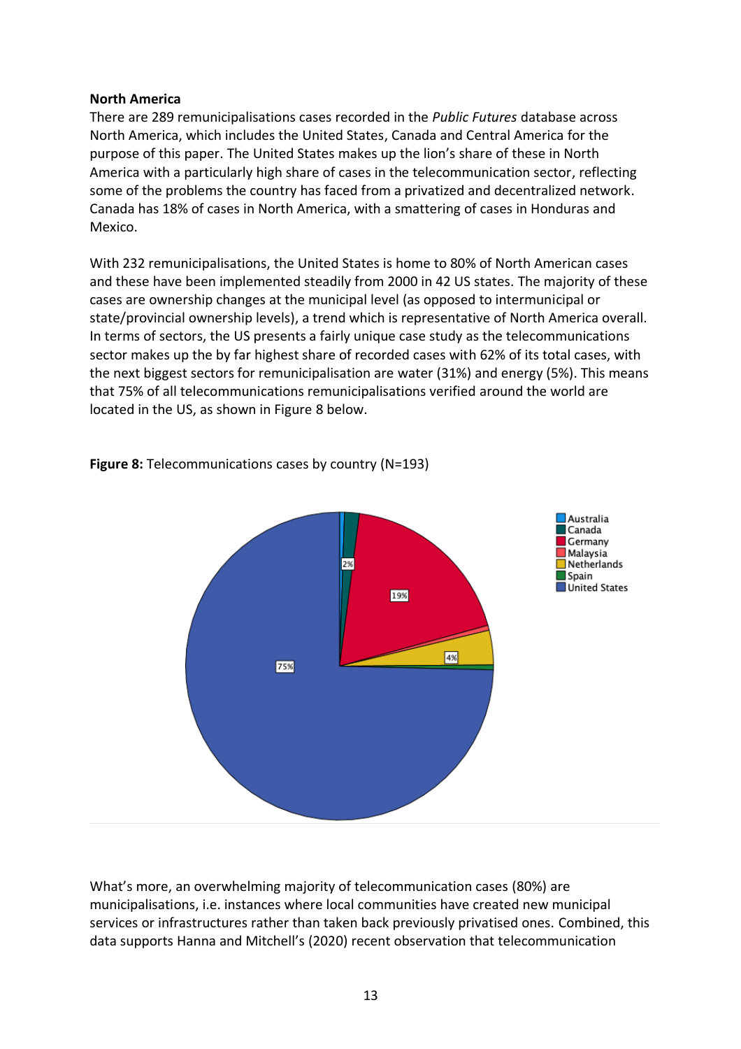**North America**

There are 289 remunicipalisations cases recorded in the *Public Futures* database across North America, which includes the United States, Canada and Central America for the purpose of this paper. The United States makes up the lion's share of these in North America with a particularly high share of cases in the telecommunication sector, reflecting some of the problems the country has faced from a privatized and decentralized network. Canada has 18% of cases in North America, with a smattering of cases in Honduras and Mexico.

With 232 remunicipalisations, the United States is home to 80% of North American cases and these have been implemented steadily from 2000 in 42 US states. The majority of these cases are ownership changes at the municipal level (as opposed to intermunicipal or state/provincial ownership levels), a trend which is representative of North America overall. In terms of sectors, the US presents a fairly unique case study as the telecommunications sector makes up the by far highest share of recorded cases with 62% of its total cases, with the next biggest sectors for remunicipalisation are water (31%) and energy (5%). This means that 75% of all telecommunications remunicipalisations verified around the world are located in the US, as shown in Figure 8 below.

**Figure 8:** Telecommunications cases by country (N=193)

What's more, an overwhelming majority of telecommunication cases (80%) are municipalisations, i.e. instances where local communities have created new municipal services or infrastructures rather than taken back previously privatised ones. Combined, this data supports Hanna and Mitchell's (2020) recent observation that telecommunication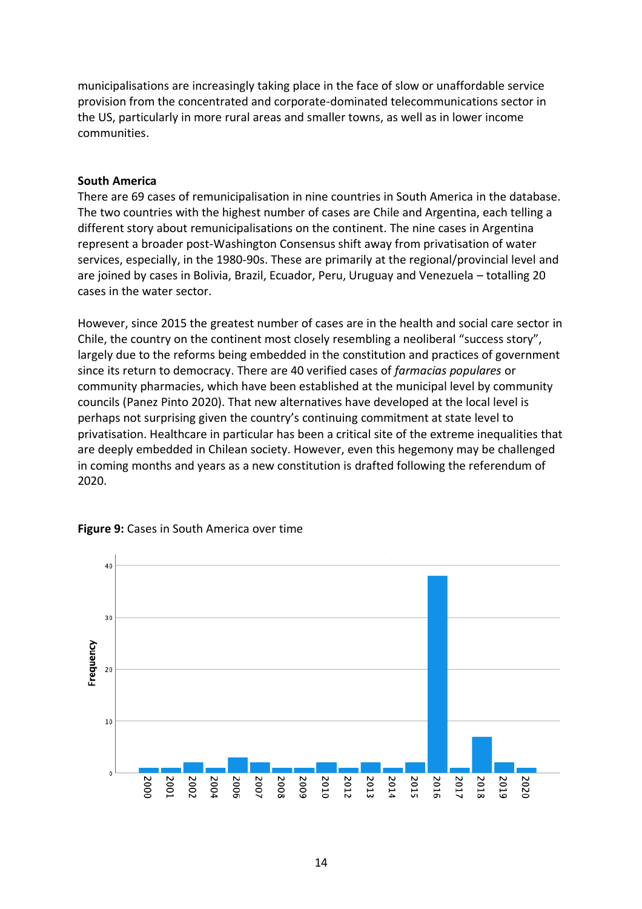municipalisations are increasingly taking place in the face of slow or unaffordable service provision from the concentrated and corporate-dominated telecommunications sector in the US, particularly in more rural areas and smaller towns, as well as in lower income communities.

**South America**

There are 69 cases of remunicipalisation in nine countries in South America in the database. The two countries with the highest number of cases are Chile and Argentina, each telling a different story about remunicipalisations on the continent. The nine cases in Argentina represent a broader post-Washington Consensus shift away from privatisation of water services, especially, in the 1980-90s. These are primarily at the regional/provincial level and are joined by cases in Bolivia, Brazil, Ecuador, Peru, Uruguay and Venezuela – totalling 20 cases in the water sector.

However, since 2015 the greatest number of cases are in the health and social care sector in Chile, the country on the continent most closely resembling a neoliberal "success story", largely due to the reforms being embedded in the constitution and practices of government since its return to democracy. There are 40 verified cases of *farmacias populares* or community pharmacies, which have been established at the municipal level by community councils (Panez Pinto 2020). That new alternatives have developed at the local level is perhaps not surprising given the country's continuing commitment at state level to privatisation. Healthcare in particular has been a critical site of the extreme inequalities that are deeply embedded in Chilean society. However, even this hegemony may be challenged in coming months and years as a new constitution is drafted following the referendum of 2020.

**Figure 9:** Cases in South America over time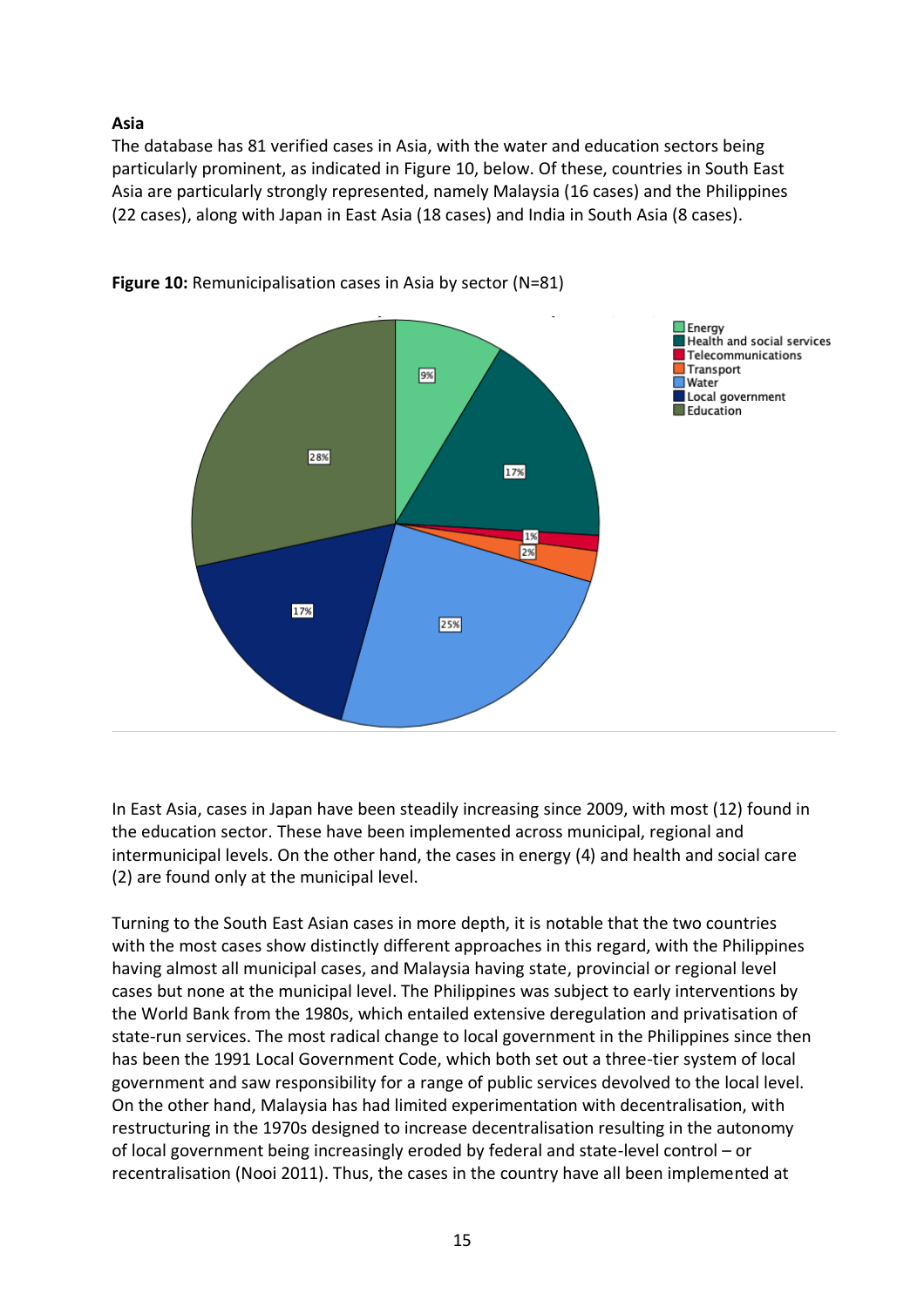**Asia**

The database has 81 verified cases in Asia, with the water and education sectors being particularly prominent, as indicated in Figure 10, below. Of these, countries in South East Asia are particularly strongly represented, namely Malaysia (16 cases) and the Philippines (22 cases), along with Japan in East Asia (18 cases) and India in South Asia (8 cases).

**Figure 10:** Remunicipalisation cases in Asia by sector (N=81)

In East Asia, cases in Japan have been steadily increasing since 2009, with most (12) found in the education sector. These have been implemented across municipal, regional and intermunicipal levels. On the other hand, the cases in energy (4) and health and social care (2) are found only at the municipal level.

Turning to the South East Asian cases in more depth, it is notable that the two countries with the most cases show distinctly different approaches in this regard, with the Philippines having almost all municipal cases, and Malaysia having state, provincial or regional level cases but none at the municipal level. The Philippines was subject to early interventions by the World Bank from the 1980s, which entailed extensive deregulation and privatisation of state-run services. The most radical change to local government in the Philippines since then has been the 1991 Local Government Code, which both set out a three-tier system of local government and saw responsibility for a range of public services devolved to the local level. On the other hand, Malaysia has had limited experimentation with decentralisation, with restructuring in the 1970s designed to increase decentralisation resulting in the autonomy of local government being increasingly eroded by federal and state-level control – or recentralisation (Nooi 2011). Thus, the cases in the country have all been implemented at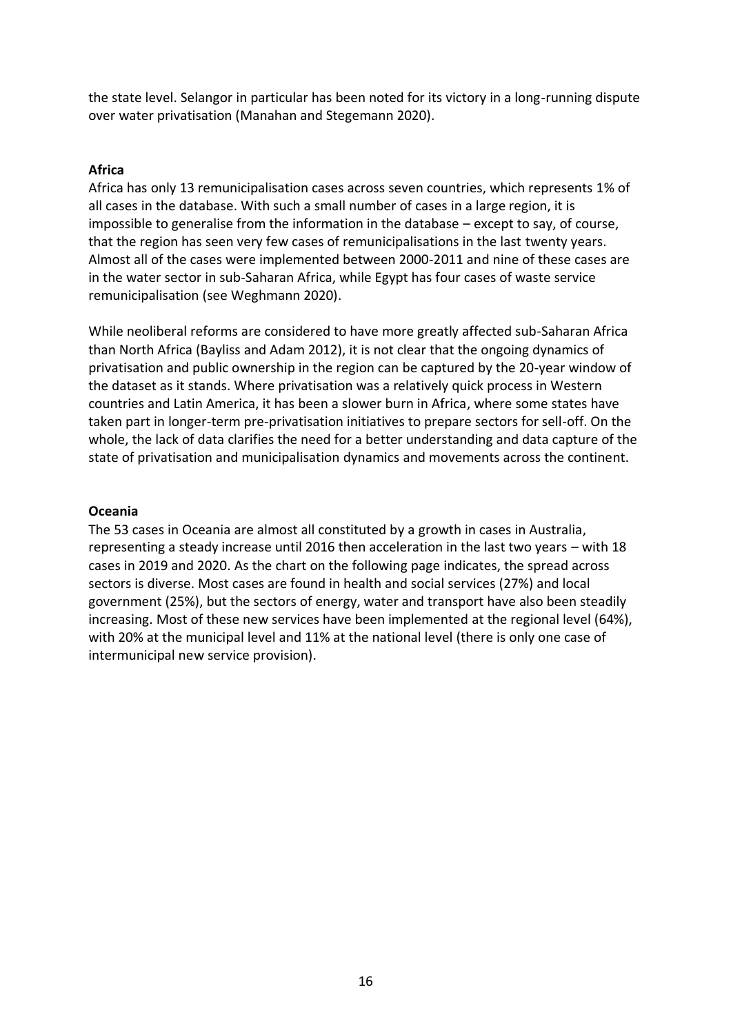the state level. Selangor in particular has been noted for its victory in a long-running dispute over water privatisation (Manahan and Stegemann 2020).

**Africa**

Africa has only 13 remunicipalisation cases across seven countries, which represents 1% of all cases in the database. With such a small number of cases in a large region, it is impossible to generalise from the information in the database – except to say, of course, that the region has seen very few cases of remunicipalisations in the last twenty years. Almost all of the cases were implemented between 2000-2011 and nine of these cases are in the water sector in sub-Saharan Africa, while Egypt has four cases of waste service remunicipalisation (see Weghmann 2020).

While neoliberal reforms are considered to have more greatly affected sub-Saharan Africa than North Africa (Bayliss and Adam 2012), it is not clear that the ongoing dynamics of privatisation and public ownership in the region can be captured by the 20-year window of the dataset as it stands. Where privatisation was a relatively quick process in Western countries and Latin America, it has been a slower burn in Africa, where some states have taken part in longer-term pre-privatisation initiatives to prepare sectors for sell-off. On the whole, the lack of data clarifies the need for a better understanding and data capture of the state of privatisation and municipalisation dynamics and movements across the continent.

**Oceania**

The 53 cases in Oceania are almost all constituted by a growth in cases in Australia, representing a steady increase until 2016 then acceleration in the last two years – with 18 cases in 2019 and 2020. As the chart on the following page indicates, the spread across sectors is diverse. Most cases are found in health and social services (27%) and local government (25%), but the sectors of energy, water and transport have also been steadily increasing. Most of these new services have been implemented at the regional level (64%), with 20% at the municipal level and 11% at the national level (there is only one case of intermunicipal new service provision).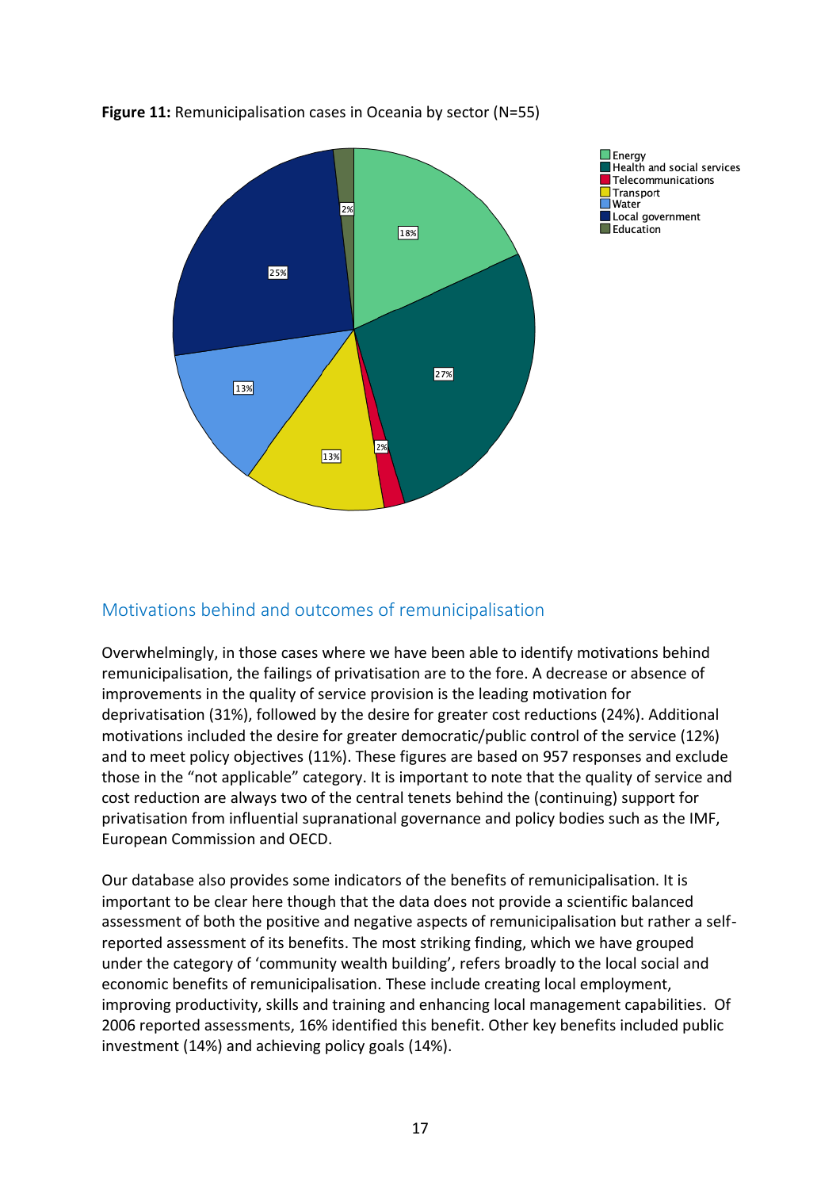**Figure 11:** Remunicipalisation cases in Oceania by sector (N=55)

## Motivations behind and outcomes of remunicipalisation

Overwhelmingly, in those cases where we have been able to identify motivations behind remunicipalisation, the failings of privatisation are to the fore. A decrease or absence of improvements in the quality of service provision is the leading motivation for deprivatisation (31%), followed by the desire for greater cost reductions (24%). Additional motivations included the desire for greater democratic/public control of the service (12%) and to meet policy objectives (11%). These figures are based on 957 responses and exclude those in the "not applicable" category. It is important to note that the quality of service and cost reduction are always two of the central tenets behind the (continuing) support for privatisation from influential supranational governance and policy bodies such as the IMF, European Commission and OECD.

Our database also provides some indicators of the benefits of remunicipalisation. It is important to be clear here though that the data does not provide a scientific balanced assessment of both the positive and negative aspects of remunicipalisation but rather a self-reported assessment of its benefits. The most striking finding, which we have grouped under the category of 'community wealth building', refers broadly to the local social and economic benefits of remunicipalisation. These include creating local employment, improving productivity, skills and training and enhancing local management capabilities. Of 2006 reported assessments, 16% identified this benefit. Other key benefits included public investment (14%) and achieving policy goals (14%).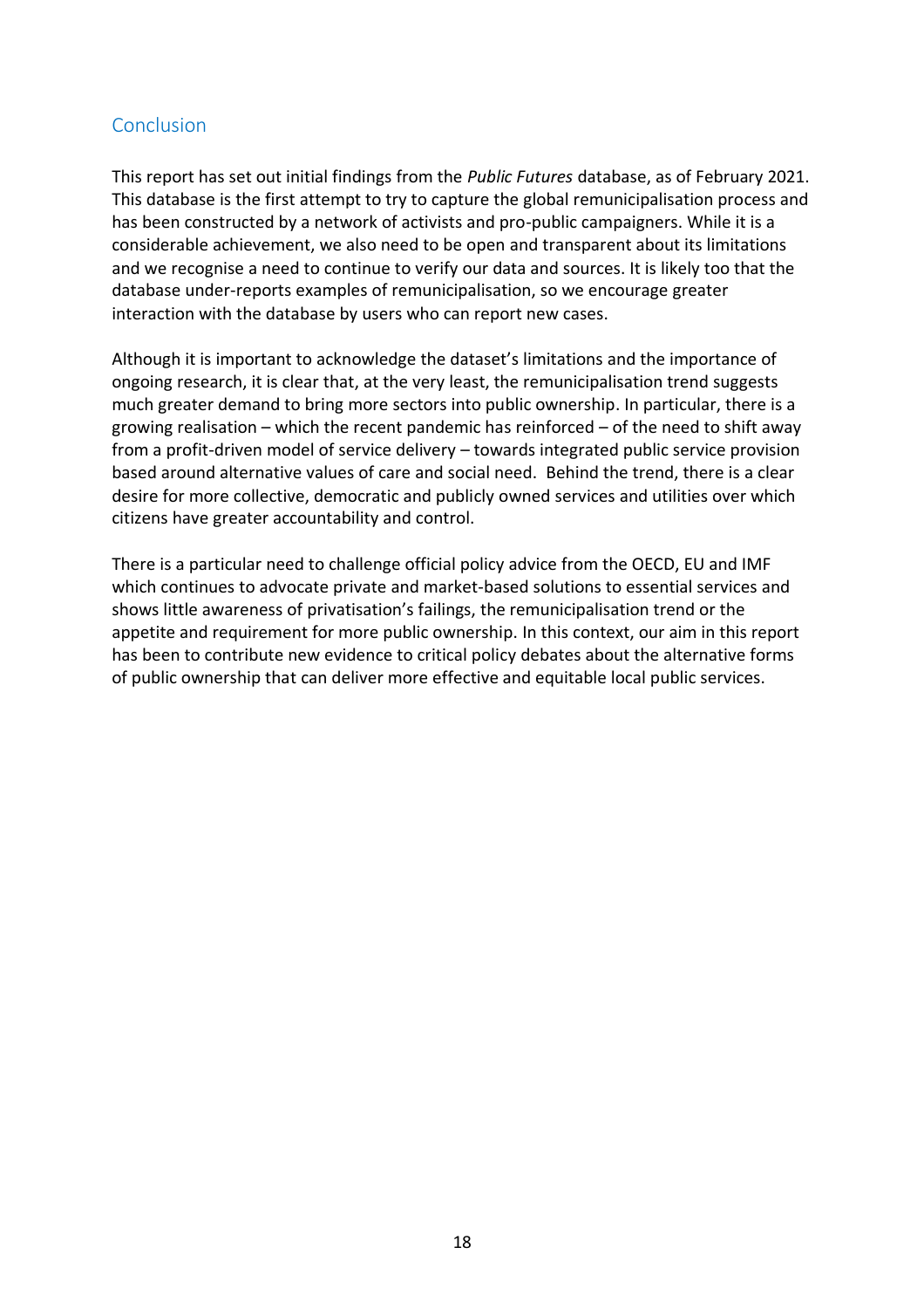## Conclusion

This report has set out initial findings from the *Public Futures* database, as of February 2021. This database is the first attempt to try to capture the global remunicipalisation process and has been constructed by a network of activists and pro-public campaigners. While it is a considerable achievement, we also need to be open and transparent about its limitations and we recognise a need to continue to verify our data and sources. It is likely too that the database under-reports examples of remunicipalisation, so we encourage greater interaction with the database by users who can report new cases.

Although it is important to acknowledge the dataset's limitations and the importance of ongoing research, it is clear that, at the very least, the remunicipalisation trend suggests much greater demand to bring more sectors into public ownership. In particular, there is a growing realisation – which the recent pandemic has reinforced – of the need to shift away from a profit-driven model of service delivery – towards integrated public service provision based around alternative values of care and social need. Behind the trend, there is a clear desire for more collective, democratic and publicly owned services and utilities over which citizens have greater accountability and control.

There is a particular need to challenge official policy advice from the OECD, EU and IMF which continues to advocate private and market-based solutions to essential services and shows little awareness of privatisation's failings, the remunicipalisation trend or the appetite and requirement for more public ownership. In this context, our aim in this report has been to contribute new evidence to critical policy debates about the alternative forms of public ownership that can deliver more effective and equitable local public services.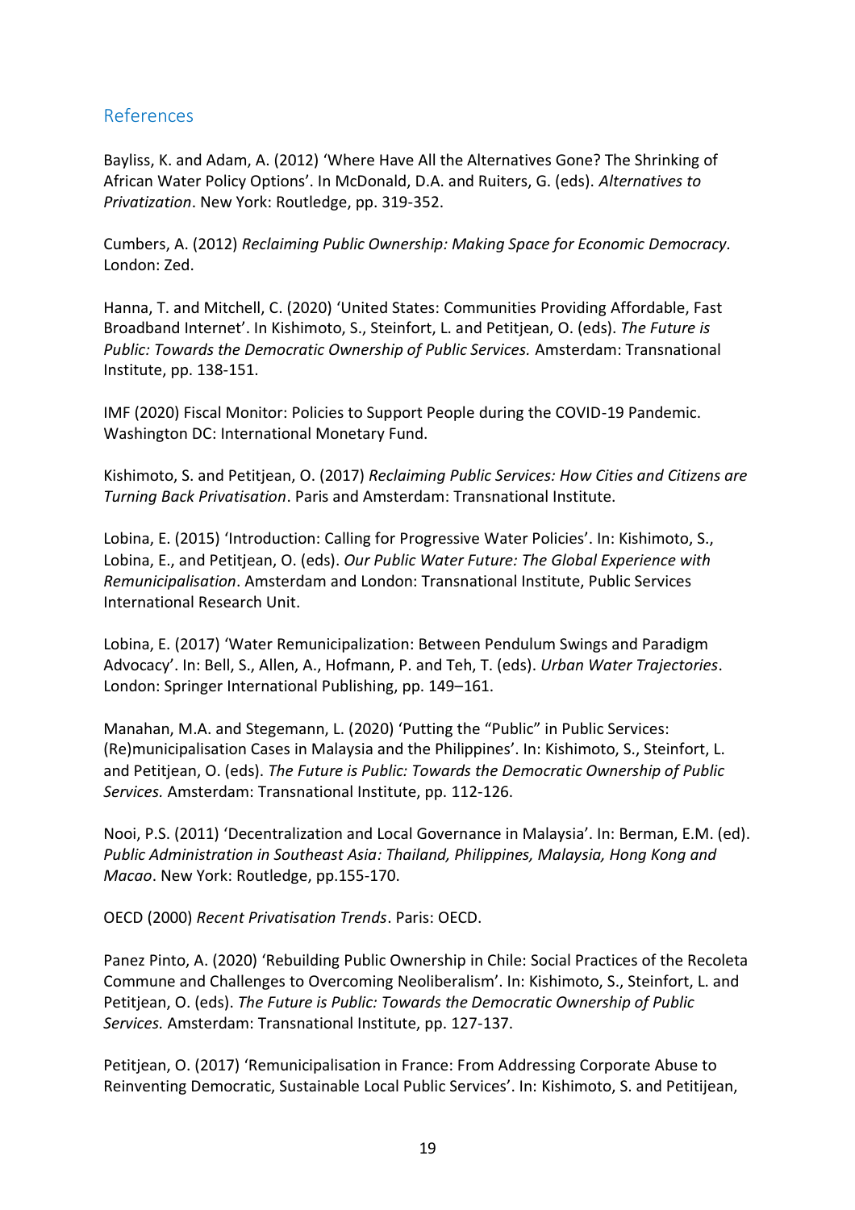## References

Bayliss, K. and Adam, A. (2012) 'Where Have All the Alternatives Gone? The Shrinking of African Water Policy Options'. In McDonald, D.A. and Ruiters, G. (eds). *Alternatives to Privatization*. New York: Routledge, pp. 319-352.

Cumbers, A. (2012) *Reclaiming Public Ownership: Making Space for Economic Democracy.* London: Zed.

Hanna, T. and Mitchell, C. (2020) 'United States: Communities Providing Affordable, Fast Broadband Internet'. In Kishimoto, S., Steinfort, L. and Petitjean, O. (eds). *The Future is Public: Towards the Democratic Ownership of Public Services.* Amsterdam: Transnational Institute, pp. 138-151.

IMF (2020) Fiscal Monitor: Policies to Support People during the COVID-19 Pandemic. Washington DC: International Monetary Fund.

Kishimoto, S. and Petitjean, O. (2017) *Reclaiming Public Services: How Cities and Citizens are Turning Back Privatisation*. Paris and Amsterdam: Transnational Institute.

Lobina, E. (2015) 'Introduction: Calling for Progressive Water Policies'. In: Kishimoto, S., Lobina, E., and Petitjean, O. (eds). *Our Public Water Future: The Global Experience with Remunicipalisation*. Amsterdam and London: Transnational Institute, Public Services International Research Unit.

Lobina, E. (2017) 'Water Remunicipalization: Between Pendulum Swings and Paradigm Advocacy'. In: Bell, S., Allen, A., Hofmann, P. and Teh, T. (eds). *Urban Water Trajectories*. London: Springer International Publishing, pp. 149–161.

Manahan, M.A. and Stegemann, L. (2020) 'Putting the "Public" in Public Services: (Re)municipalisation Cases in Malaysia and the Philippines'. In: Kishimoto, S., Steinfort, L. and Petitjean, O. (eds). *The Future is Public: Towards the Democratic Ownership of Public Services.* Amsterdam: Transnational Institute, pp. 112-126.

Nooi, P.S. (2011) 'Decentralization and Local Governance in Malaysia'. In: Berman, E.M. (ed). *Public Administration in Southeast Asia: Thailand, Philippines, Malaysia, Hong Kong and Macao*. New York: Routledge, pp.155-170.

OECD (2000) *Recent Privatisation Trends*. Paris: OECD.

Panez Pinto, A. (2020) 'Rebuilding Public Ownership in Chile: Social Practices of the Recoleta Commune and Challenges to Overcoming Neoliberalism'. In: Kishimoto, S., Steinfort, L. and Petitjean, O. (eds). *The Future is Public: Towards the Democratic Ownership of Public Services.* Amsterdam: Transnational Institute, pp. 127-137.

Petitjean, O. (2017) 'Remunicipalisation in France: From Addressing Corporate Abuse to Reinventing Democratic, Sustainable Local Public Services'. In: Kishimoto, S. and Petitijean,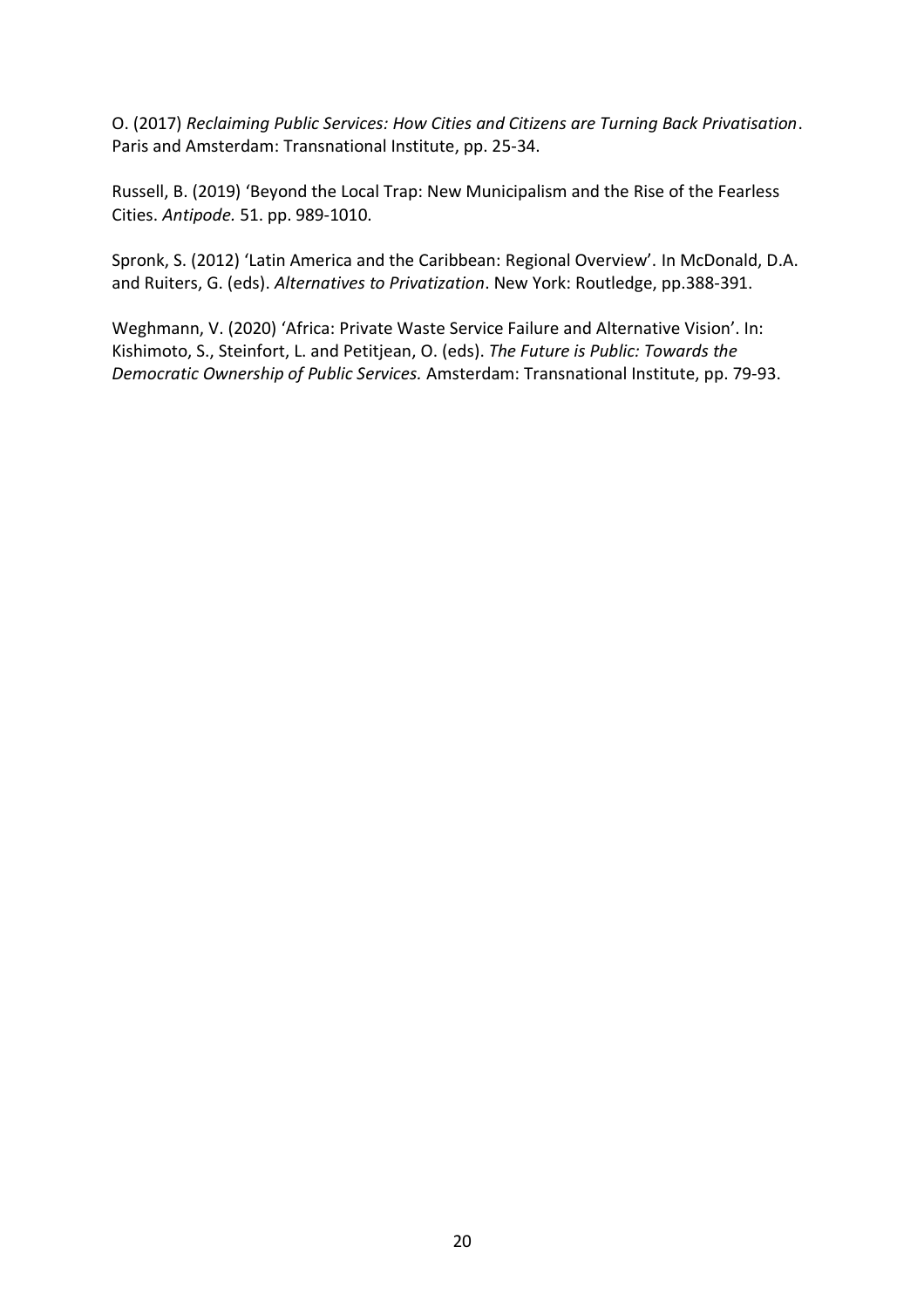O. (2017) *Reclaiming Public Services: How Cities and Citizens are Turning Back Privatisation*. Paris and Amsterdam: Transnational Institute, pp. 25-34.

Russell, B. (2019) 'Beyond the Local Trap: New Municipalism and the Rise of the Fearless Cities. *Antipode.* 51. pp. 989-1010.

Spronk, S. (2012) 'Latin America and the Caribbean: Regional Overview'. In McDonald, D.A. and Ruiters, G. (eds). *Alternatives to Privatization*. New York: Routledge, pp.388-391.

Weghmann, V. (2020) 'Africa: Private Waste Service Failure and Alternative Vision'. In: Kishimoto, S., Steinfort, L. and Petitjean, O. (eds). *The Future is Public: Towards the Democratic Ownership of Public Services.* Amsterdam: Transnational Institute, pp. 79-93.